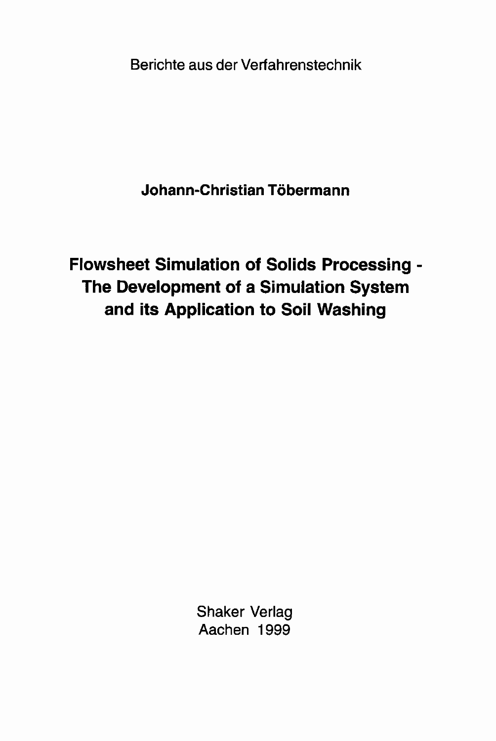Berichte aus der Verfahrenstechnik

**Johann-Christian Töbermann**

# Flowsheet Simulation of Solids Processing - The Development of a Simulation System and its Application to Soil Washing

Shaker Verlag
Aachen 1999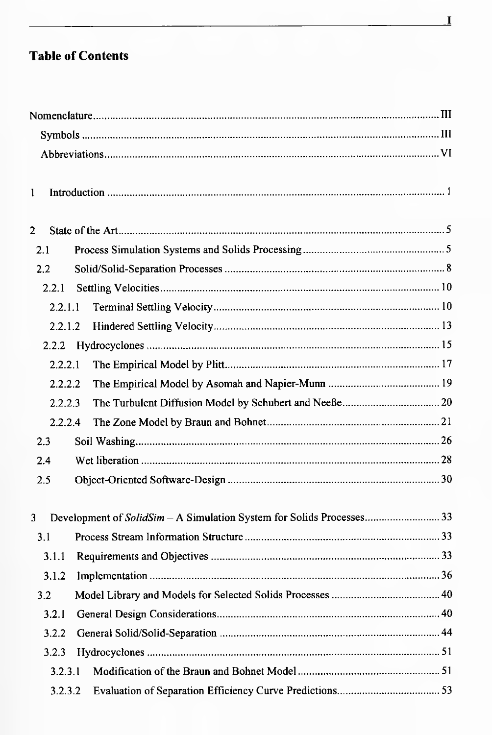# Table of Contents

Nomenclature ..... III

- Symbols ..... III
- Abbreviations ..... VI

1 Introduction ..... 1

2 State of the Art ..... 5

- 2.1 Process Simulation Systems and Solids Processing ..... 5
- 2.2 Solid/Solid-Separation Processes ..... 8
  - 2.2.1 Settling Velocities ..... 10
    - 2.2.1.1 Terminal Settling Velocity ..... 10
    - 2.2.1.2 Hindered Settling Velocity ..... 13
  - 2.2.2 Hydrocyclones ..... 15
    - 2.2.2.1 The Empirical Model by Plitt ..... 17
    - 2.2.2.2 The Empirical Model by Asomah and Napier-Munn ..... 19
    - 2.2.2.3 The Turbulent Diffusion Model by Schubert and Neeße ..... 20
    - 2.2.2.4 The Zone Model by Braun and Bohnet ..... 21
- 2.3 Soil Washing ..... 26
- 2.4 Wet liberation ..... 28
- 2.5 Object-Oriented Software-Design ..... 30

3 Development of *SolidSim* – A Simulation System for Solids Processes ..... 33

- 3.1 Process Stream Information Structure ..... 33
  - 3.1.1 Requirements and Objectives ..... 33
  - 3.1.2 Implementation ..... 36
- 3.2 Model Library and Models for Selected Solids Processes ..... 40
  - 3.2.1 General Design Considerations ..... 40
  - 3.2.2 General Solid/Solid-Separation ..... 44
  - 3.2.3 Hydrocyclones ..... 51
    - 3.2.3.1 Modification of the Braun and Bohnet Model ..... 51
    - 3.2.3.2 Evaluation of Separation Efficiency Curve Predictions ..... 53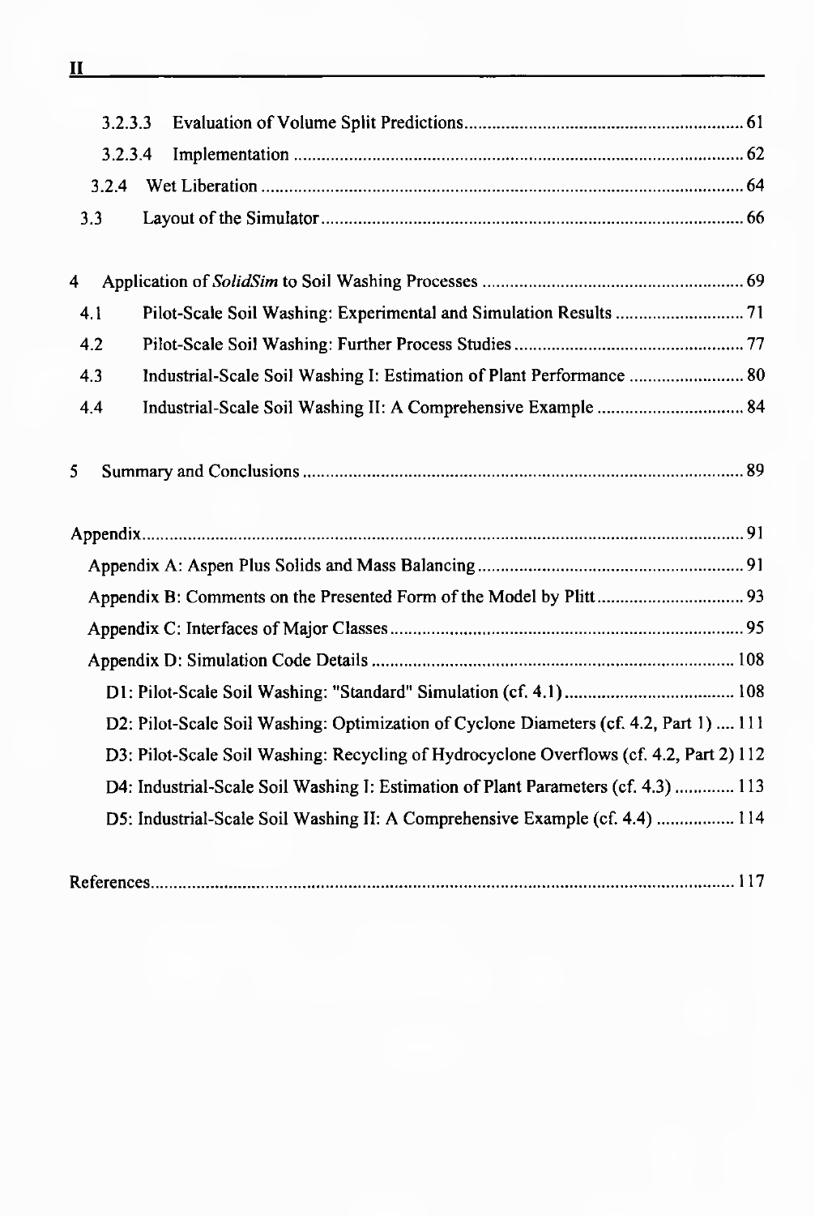3.2.3.3 Evaluation of Volume Split Predictions ........................................................ 61

3.2.3.4 Implementation ..................................................................................... 62

3.2.4 Wet Liberation ............................................................................................. 64

3.3 Layout of the Simulator .................................................................................... 66

4 Application of *SolidSim* to Soil Washing Processes ............................................... 69

4.1 Pilot-Scale Soil Washing: Experimental and Simulation Results ........................ 71

4.2 Pilot-Scale Soil Washing: Further Process Studies ............................................ 77

4.3 Industrial-Scale Soil Washing I: Estimation of Plant Performance ...................... 80

4.4 Industrial-Scale Soil Washing II: A Comprehensive Example ............................. 84

5 Summary and Conclusions ...................................................................................... 89

Appendix ..................................................................................................................... 91

Appendix A: Aspen Plus Solids and Mass Balancing ................................................ 91

Appendix B: Comments on the Presented Form of the Model by Plitt ......................... 93

Appendix C: Interfaces of Major Classes ................................................................... 95

Appendix D: Simulation Code Details ....................................................................... 108

D1: Pilot-Scale Soil Washing: "Standard" Simulation (cf. 4.1) .................................. 108

D2: Pilot-Scale Soil Washing: Optimization of Cyclone Diameters (cf. 4.2, Part 1) .... 111

D3: Pilot-Scale Soil Washing: Recycling of Hydrocyclone Overflows (cf. 4.2, Part 2) 112

D4: Industrial-Scale Soil Washing I: Estimation of Plant Parameters (cf. 4.3) ............. 113

D5: Industrial-Scale Soil Washing II: A Comprehensive Example (cf. 4.4) ................. 114

References ................................................................................................................... 117